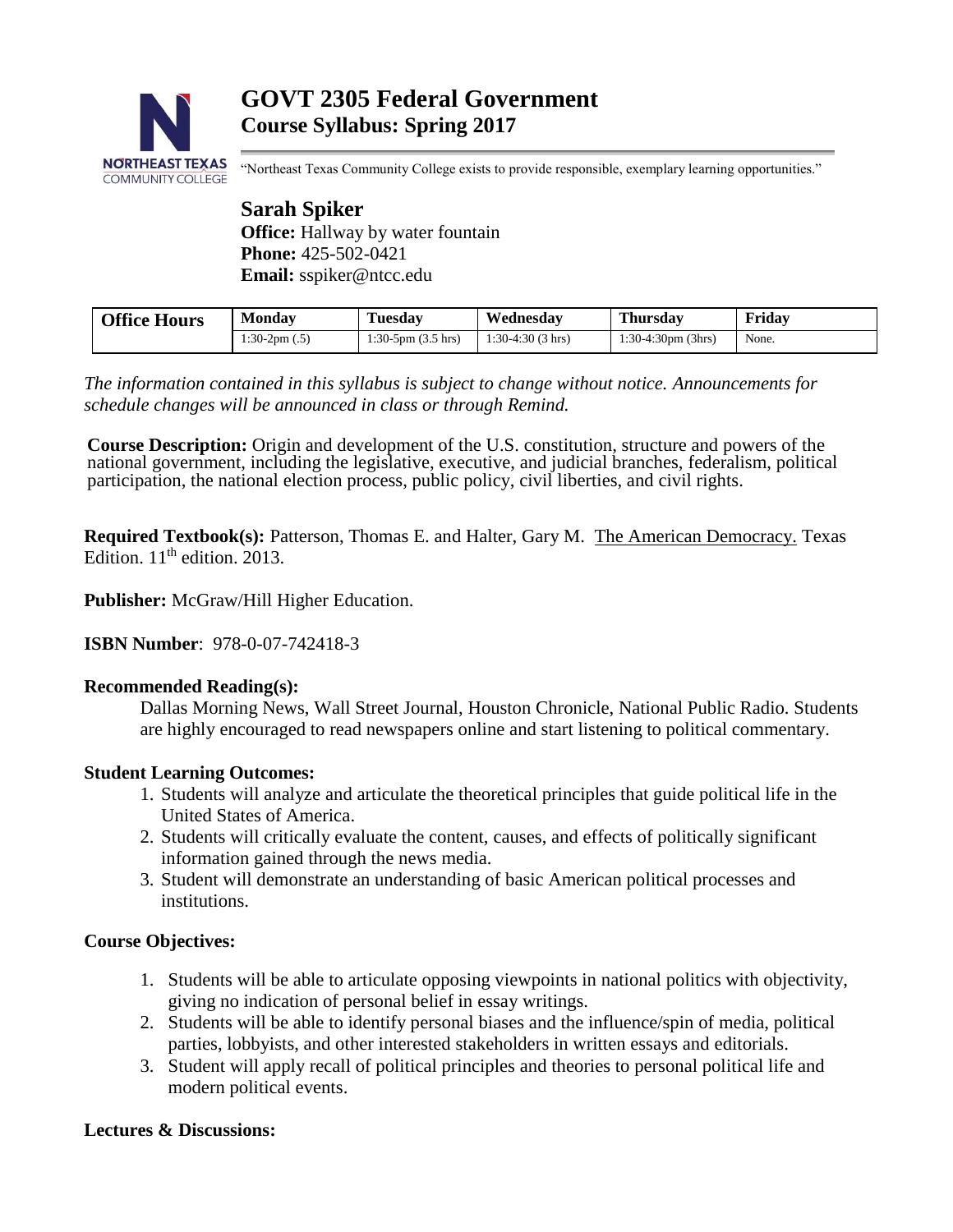# GOVT 2305 Federal Government
## Course Syllabus: Spring 2017

"Northeast Texas Community College exists to provide responsible, exemplary learning opportunities."

## Sarah Spiker

**Office:** Hallway by water fountain
**Phone:** 425-502-0421
**Email:** sspiker@ntcc.edu

| Office Hours | Monday | Tuesday | Wednesday | Thursday | Friday |
|---|---|---|---|---|---|
| | 1:30-2pm (.5) | 1:30-5pm (3.5 hrs) | 1:30-4:30 (3 hrs) | 1:30-4:30pm (3hrs) | None. |

*The information contained in this syllabus is subject to change without notice. Announcements for schedule changes will be announced in class or through Remind.*

**Course Description:** Origin and development of the U.S. constitution, structure and powers of the national government, including the legislative, executive, and judicial branches, federalism, political participation, the national election process, public policy, civil liberties, and civil rights.

**Required Textbook(s):** Patterson, Thomas E. and Halter, Gary M. The American Democracy. Texas Edition. 11th edition. 2013.

**Publisher:** McGraw/Hill Higher Education.

**ISBN Number**: 978-0-07-742418-3

**Recommended Reading(s):**

Dallas Morning News, Wall Street Journal, Houston Chronicle, National Public Radio. Students are highly encouraged to read newspapers online and start listening to political commentary.

**Student Learning Outcomes:**

1. Students will analyze and articulate the theoretical principles that guide political life in the United States of America.
2. Students will critically evaluate the content, causes, and effects of politically significant information gained through the news media.
3. Student will demonstrate an understanding of basic American political processes and institutions.

**Course Objectives:**

1. Students will be able to articulate opposing viewpoints in national politics with objectivity, giving no indication of personal belief in essay writings.
2. Students will be able to identify personal biases and the influence/spin of media, political parties, lobbyists, and other interested stakeholders in written essays and editorials.
3. Student will apply recall of political principles and theories to personal political life and modern political events.

**Lectures & Discussions:**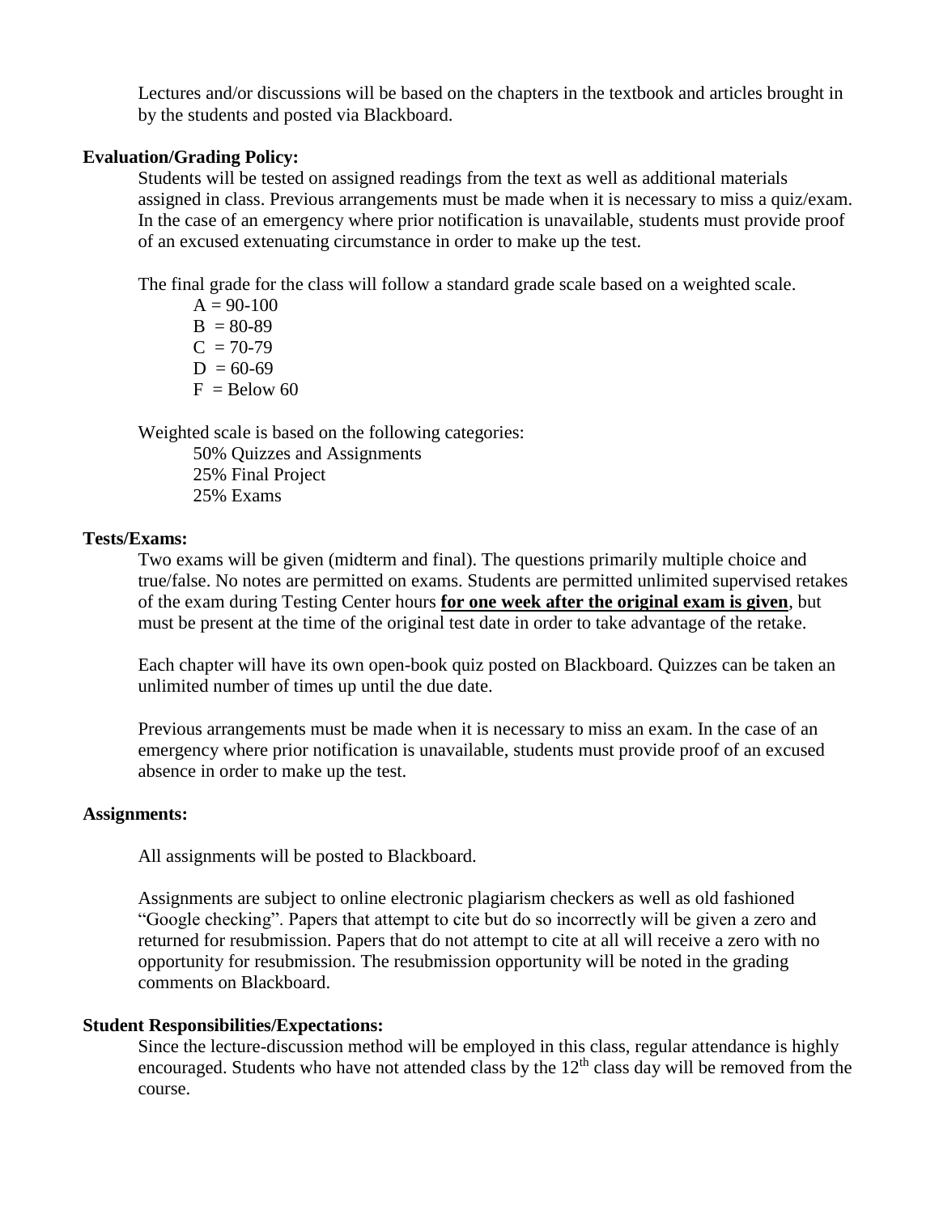Lectures and/or discussions will be based on the chapters in the textbook and articles brought in by the students and posted via Blackboard.

**Evaluation/Grading Policy:**

Students will be tested on assigned readings from the text as well as additional materials assigned in class. Previous arrangements must be made when it is necessary to miss a quiz/exam. In the case of an emergency where prior notification is unavailable, students must provide proof of an excused extenuating circumstance in order to make up the test.

The final grade for the class will follow a standard grade scale based on a weighted scale.

A = 90-100
B = 80-89
C = 70-79
D = 60-69
F = Below 60

Weighted scale is based on the following categories:

50% Quizzes and Assignments
25% Final Project
25% Exams

**Tests/Exams:**

Two exams will be given (midterm and final). The questions primarily multiple choice and true/false. No notes are permitted on exams. Students are permitted unlimited supervised retakes of the exam during Testing Center hours <u>**for one week after the original exam is given**</u>, but must be present at the time of the original test date in order to take advantage of the retake.

Each chapter will have its own open-book quiz posted on Blackboard. Quizzes can be taken an unlimited number of times up until the due date.

Previous arrangements must be made when it is necessary to miss an exam. In the case of an emergency where prior notification is unavailable, students must provide proof of an excused absence in order to make up the test.

**Assignments:**

All assignments will be posted to Blackboard.

Assignments are subject to online electronic plagiarism checkers as well as old fashioned "Google checking". Papers that attempt to cite but do so incorrectly will be given a zero and returned for resubmission. Papers that do not attempt to cite at all will receive a zero with no opportunity for resubmission. The resubmission opportunity will be noted in the grading comments on Blackboard.

**Student Responsibilities/Expectations:**

Since the lecture-discussion method will be employed in this class, regular attendance is highly encouraged. Students who have not attended class by the 12th class day will be removed from the course.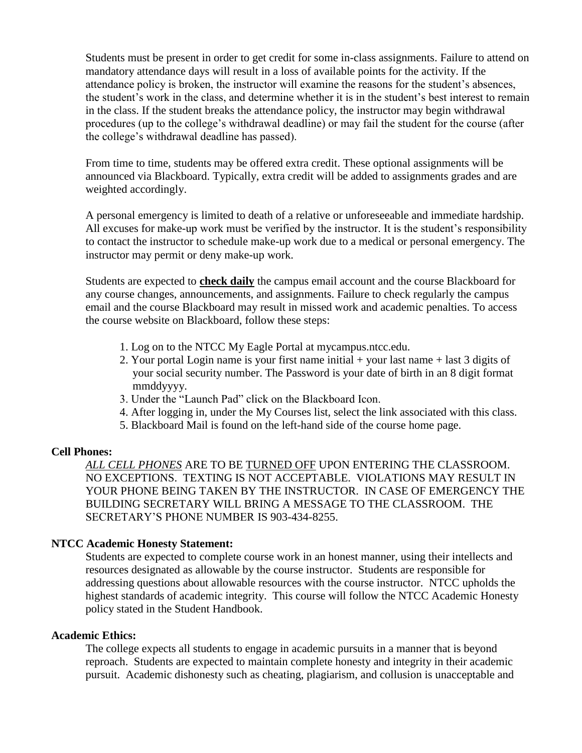Students must be present in order to get credit for some in-class assignments. Failure to attend on mandatory attendance days will result in a loss of available points for the activity. If the attendance policy is broken, the instructor will examine the reasons for the student's absences, the student's work in the class, and determine whether it is in the student's best interest to remain in the class. If the student breaks the attendance policy, the instructor may begin withdrawal procedures (up to the college's withdrawal deadline) or may fail the student for the course (after the college's withdrawal deadline has passed).

From time to time, students may be offered extra credit. These optional assignments will be announced via Blackboard. Typically, extra credit will be added to assignments grades and are weighted accordingly.

A personal emergency is limited to death of a relative or unforeseeable and immediate hardship. All excuses for make-up work must be verified by the instructor. It is the student's responsibility to contact the instructor to schedule make-up work due to a medical or personal emergency. The instructor may permit or deny make-up work.

Students are expected to **check daily** the campus email account and the course Blackboard for any course changes, announcements, and assignments. Failure to check regularly the campus email and the course Blackboard may result in missed work and academic penalties. To access the course website on Blackboard, follow these steps:

1. Log on to the NTCC My Eagle Portal at mycampus.ntcc.edu.
2. Your portal Login name is your first name initial + your last name + last 3 digits of your social security number. The Password is your date of birth in an 8 digit format mmddyyyy.
3. Under the "Launch Pad" click on the Blackboard Icon.
4. After logging in, under the My Courses list, select the link associated with this class.
5. Blackboard Mail is found on the left-hand side of the course home page.

**Cell Phones:**

*ALL CELL PHONES* ARE TO BE TURNED OFF UPON ENTERING THE CLASSROOM. NO EXCEPTIONS. TEXTING IS NOT ACCEPTABLE. VIOLATIONS MAY RESULT IN YOUR PHONE BEING TAKEN BY THE INSTRUCTOR. IN CASE OF EMERGENCY THE BUILDING SECRETARY WILL BRING A MESSAGE TO THE CLASSROOM. THE SECRETARY'S PHONE NUMBER IS 903-434-8255.

**NTCC Academic Honesty Statement:**

Students are expected to complete course work in an honest manner, using their intellects and resources designated as allowable by the course instructor. Students are responsible for addressing questions about allowable resources with the course instructor. NTCC upholds the highest standards of academic integrity. This course will follow the NTCC Academic Honesty policy stated in the Student Handbook.

**Academic Ethics:**

The college expects all students to engage in academic pursuits in a manner that is beyond reproach. Students are expected to maintain complete honesty and integrity in their academic pursuit. Academic dishonesty such as cheating, plagiarism, and collusion is unacceptable and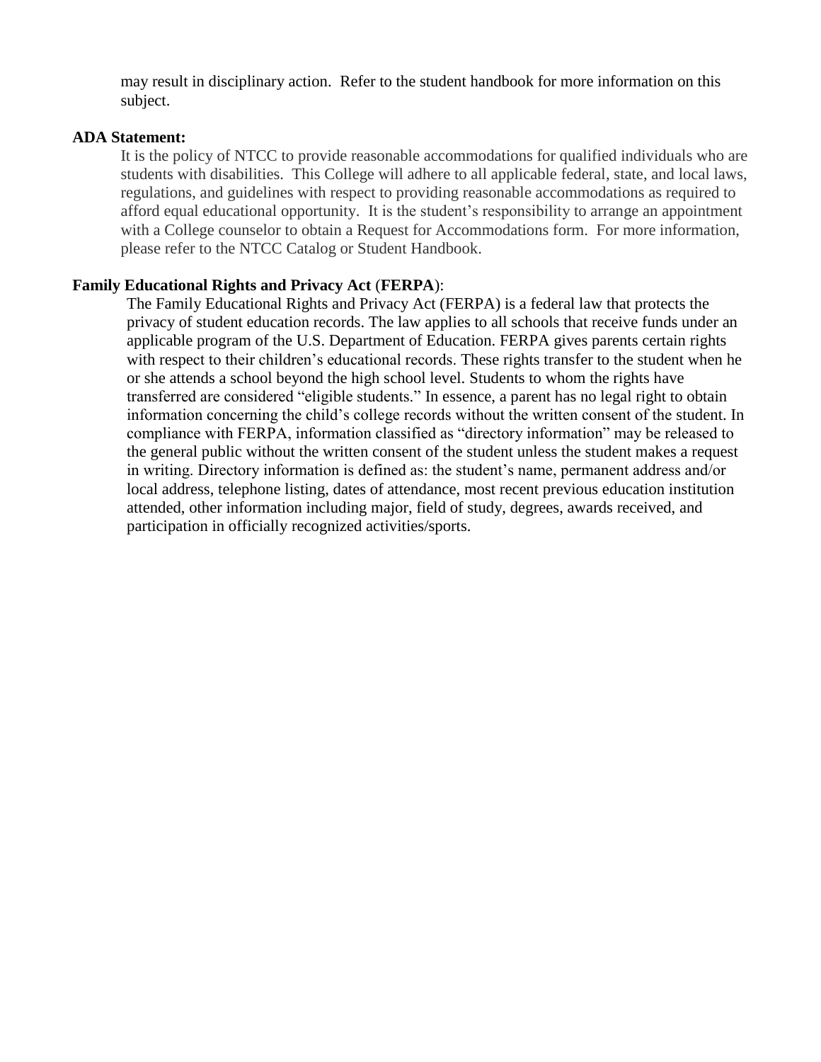may result in disciplinary action.  Refer to the student handbook for more information on this subject.

**ADA Statement:**

It is the policy of NTCC to provide reasonable accommodations for qualified individuals who are students with disabilities.  This College will adhere to all applicable federal, state, and local laws, regulations, and guidelines with respect to providing reasonable accommodations as required to afford equal educational opportunity.  It is the student's responsibility to arrange an appointment with a College counselor to obtain a Request for Accommodations form.  For more information, please refer to the NTCC Catalog or Student Handbook.

**Family Educational Rights and Privacy Act** (**FERPA**):

The Family Educational Rights and Privacy Act (FERPA) is a federal law that protects the privacy of student education records. The law applies to all schools that receive funds under an applicable program of the U.S. Department of Education. FERPA gives parents certain rights with respect to their children's educational records. These rights transfer to the student when he or she attends a school beyond the high school level. Students to whom the rights have transferred are considered "eligible students." In essence, a parent has no legal right to obtain information concerning the child's college records without the written consent of the student. In compliance with FERPA, information classified as "directory information" may be released to the general public without the written consent of the student unless the student makes a request in writing. Directory information is defined as: the student's name, permanent address and/or local address, telephone listing, dates of attendance, most recent previous education institution attended, other information including major, field of study, degrees, awards received, and participation in officially recognized activities/sports.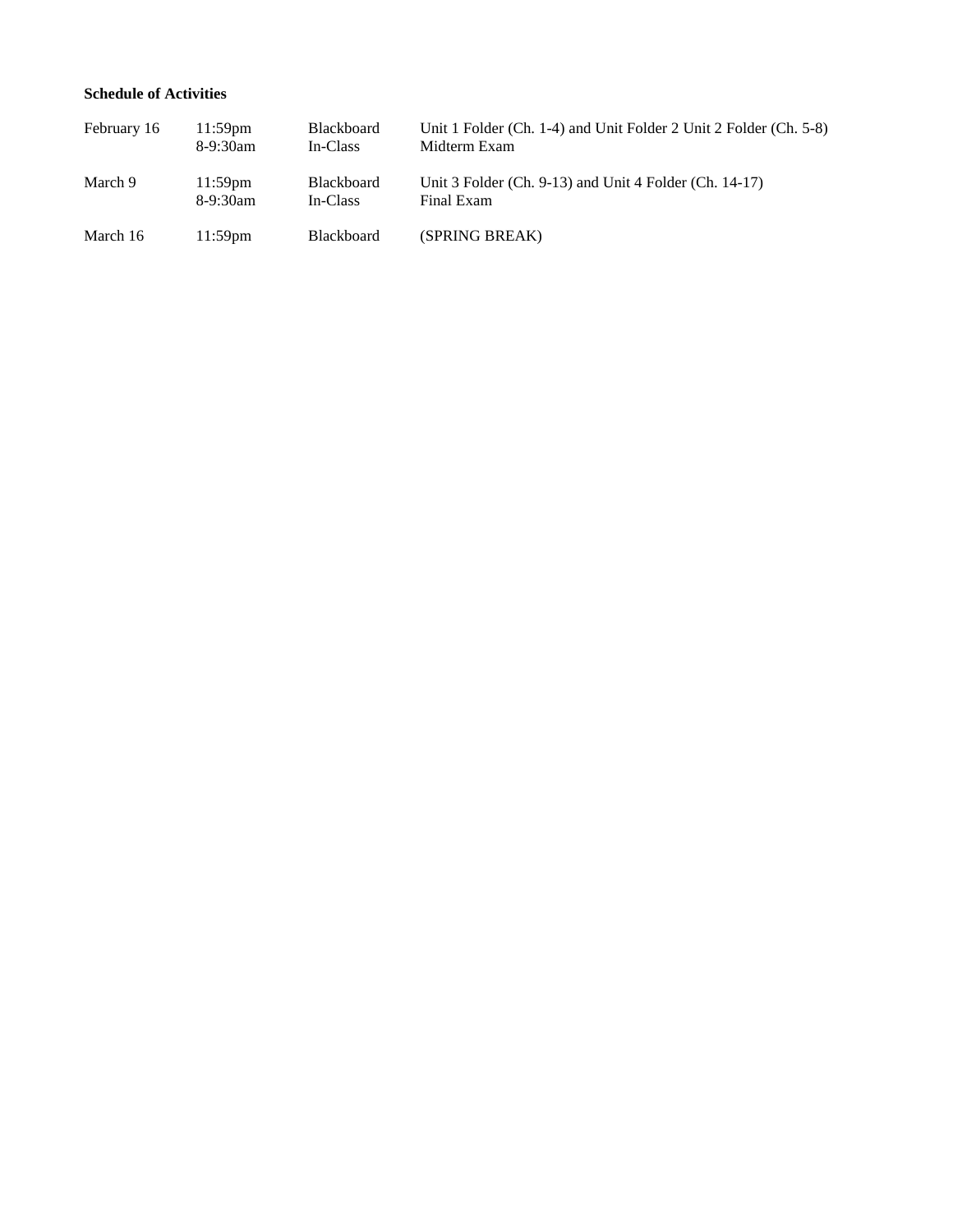**Schedule of Activities**

| | | | |
|---|---|---|---|
| February 16 | 11:59pm<br>8-9:30am | Blackboard<br>In-Class | Unit 1 Folder (Ch. 1-4) and Unit Folder 2 Unit 2 Folder (Ch. 5-8)<br>Midterm Exam |
| March 9 | 11:59pm<br>8-9:30am | Blackboard<br>In-Class | Unit 3 Folder (Ch. 9-13) and Unit 4 Folder (Ch. 14-17)<br>Final Exam |
| March 16 | 11:59pm | Blackboard | (SPRING BREAK) |